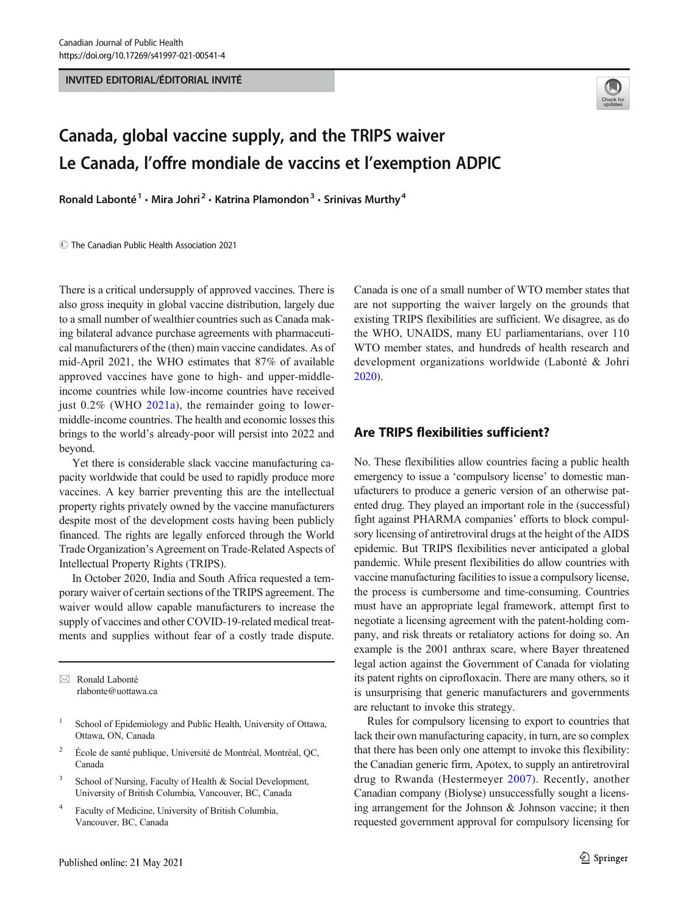INVITED EDITORIAL/ÉDITORIAL INVITÉ

# Canada, global vaccine supply, and the TRIPS waiver
# Le Canada, l'offre mondiale de vaccins et l'exemption ADPIC

**Ronald Labonté**[1] · **Mira Johri**[2] · **Katrina Plamondon**[3] · **Srinivas Murthy**[4]

© The Canadian Public Health Association 2021

There is a critical undersupply of approved vaccines. There is also gross inequity in global vaccine distribution, largely due to a small number of wealthier countries such as Canada making bilateral advance purchase agreements with pharmaceutical manufacturers of the (then) main vaccine candidates. As of mid-April 2021, the WHO estimates that 87% of available approved vaccines have gone to high- and upper-middle-income countries while low-income countries have received just 0.2% (WHO 2021a), the remainder going to lower-middle-income countries. The health and economic losses this brings to the world's already-poor will persist into 2022 and beyond.

Yet there is considerable slack vaccine manufacturing capacity worldwide that could be used to rapidly produce more vaccines. A key barrier preventing this are the intellectual property rights privately owned by the vaccine manufacturers despite most of the development costs having been publicly financed. The rights are legally enforced through the World Trade Organization's Agreement on Trade-Related Aspects of Intellectual Property Rights (TRIPS).

In October 2020, India and South Africa requested a temporary waiver of certain sections of the TRIPS agreement. The waiver would allow capable manufacturers to increase the supply of vaccines and other COVID-19-related medical treatments and supplies without fear of a costly trade dispute. Canada is one of a small number of WTO member states that are not supporting the waiver largely on the grounds that existing TRIPS flexibilities are sufficient. We disagree, as do the WHO, UNAIDS, many EU parliamentarians, over 110 WTO member states, and hundreds of health research and development organizations worldwide (Labonté & Johri 2020).

## Are TRIPS flexibilities sufficient?

No. These flexibilities allow countries facing a public health emergency to issue a 'compulsory license' to domestic manufacturers to produce a generic version of an otherwise patented drug. They played an important role in the (successful) fight against PHARMA companies' efforts to block compulsory licensing of antiretroviral drugs at the height of the AIDS epidemic. But TRIPS flexibilities never anticipated a global pandemic. While present flexibilities do allow countries with vaccine manufacturing facilities to issue a compulsory license, the process is cumbersome and time-consuming. Countries must have an appropriate legal framework, attempt first to negotiate a licensing agreement with the patent-holding company, and risk threats or retaliatory actions for doing so. An example is the 2001 anthrax scare, where Bayer threatened legal action against the Government of Canada for violating its patent rights on ciprofloxacin. There are many others, so it is unsurprising that generic manufacturers and governments are reluctant to invoke this strategy.

Rules for compulsory licensing to export to countries that lack their own manufacturing capacity, in turn, are so complex that there has been only one attempt to invoke this flexibility: the Canadian generic firm, Apotex, to supply an antiretroviral drug to Rwanda (Hestermeyer 2007). Recently, another Canadian company (Biolyse) unsuccessfully sought a licensing arrangement for the Johnson & Johnson vaccine; it then requested government approval for compulsory licensing for

✉ Ronald Labonté
rlabonte@uottawa.ca

[1] School of Epidemiology and Public Health, University of Ottawa, Ottawa, ON, Canada

[2] École de santé publique, Université de Montréal, Montréal, QC, Canada

[3] School of Nursing, Faculty of Health & Social Development, University of British Columbia, Vancouver, BC, Canada

[4] Faculty of Medicine, University of British Columbia, Vancouver, BC, Canada

Published online: 21 May 2021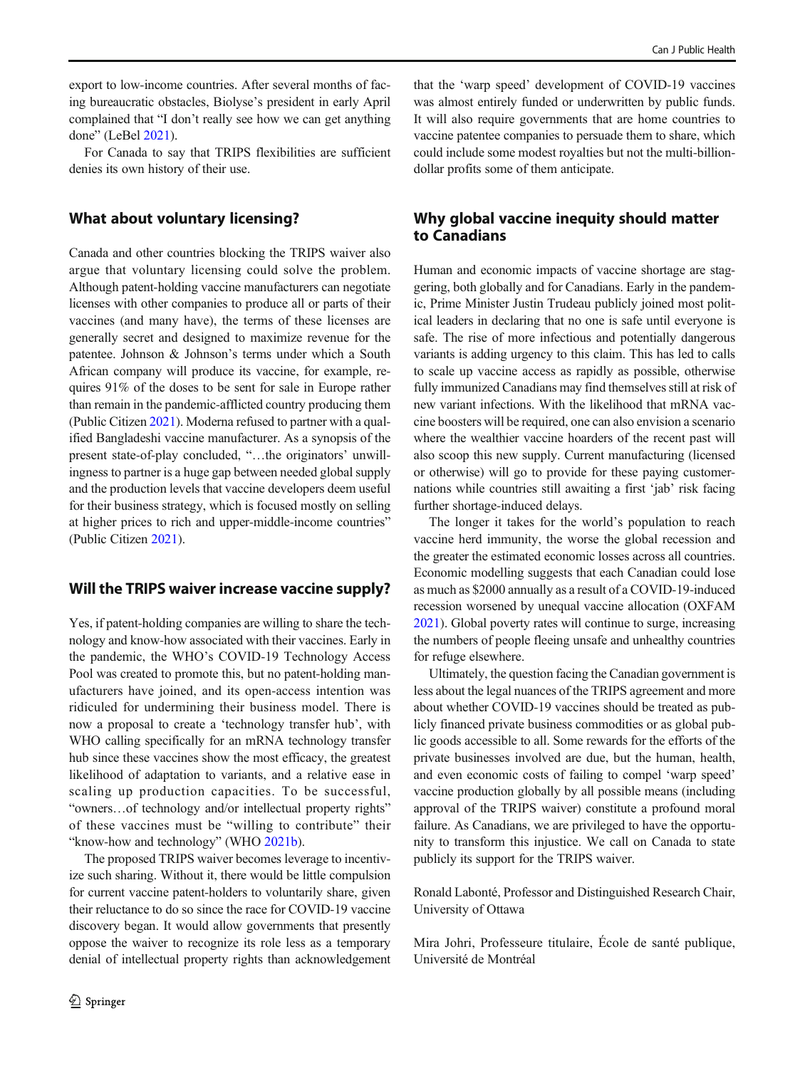export to low-income countries. After several months of facing bureaucratic obstacles, Biolyse's president in early April complained that "I don't really see how we can get anything done" (LeBel 2021).

For Canada to say that TRIPS flexibilities are sufficient denies its own history of their use.

## What about voluntary licensing?

Canada and other countries blocking the TRIPS waiver also argue that voluntary licensing could solve the problem. Although patent-holding vaccine manufacturers can negotiate licenses with other companies to produce all or parts of their vaccines (and many have), the terms of these licenses are generally secret and designed to maximize revenue for the patentee. Johnson & Johnson's terms under which a South African company will produce its vaccine, for example, requires 91% of the doses to be sent for sale in Europe rather than remain in the pandemic-afflicted country producing them (Public Citizen 2021). Moderna refused to partner with a qualified Bangladeshi vaccine manufacturer. As a synopsis of the present state-of-play concluded, "…the originators' unwillingness to partner is a huge gap between needed global supply and the production levels that vaccine developers deem useful for their business strategy, which is focused mostly on selling at higher prices to rich and upper-middle-income countries" (Public Citizen 2021).

## Will the TRIPS waiver increase vaccine supply?

Yes, if patent-holding companies are willing to share the technology and know-how associated with their vaccines. Early in the pandemic, the WHO's COVID-19 Technology Access Pool was created to promote this, but no patent-holding manufacturers have joined, and its open-access intention was ridiculed for undermining their business model. There is now a proposal to create a 'technology transfer hub', with WHO calling specifically for an mRNA technology transfer hub since these vaccines show the most efficacy, the greatest likelihood of adaptation to variants, and a relative ease in scaling up production capacities. To be successful, "owners…of technology and/or intellectual property rights" of these vaccines must be "willing to contribute" their "know-how and technology" (WHO 2021b).

The proposed TRIPS waiver becomes leverage to incentivize such sharing. Without it, there would be little compulsion for current vaccine patent-holders to voluntarily share, given their reluctance to do so since the race for COVID-19 vaccine discovery began. It would allow governments that presently oppose the waiver to recognize its role less as a temporary denial of intellectual property rights than acknowledgement that the 'warp speed' development of COVID-19 vaccines was almost entirely funded or underwritten by public funds. It will also require governments that are home countries to vaccine patentee companies to persuade them to share, which could include some modest royalties but not the multi-billion-dollar profits some of them anticipate.

## Why global vaccine inequity should matter to Canadians

Human and economic impacts of vaccine shortage are staggering, both globally and for Canadians. Early in the pandemic, Prime Minister Justin Trudeau publicly joined most political leaders in declaring that no one is safe until everyone is safe. The rise of more infectious and potentially dangerous variants is adding urgency to this claim. This has led to calls to scale up vaccine access as rapidly as possible, otherwise fully immunized Canadians may find themselves still at risk of new variant infections. With the likelihood that mRNA vaccine boosters will be required, one can also envision a scenario where the wealthier vaccine hoarders of the recent past will also scoop this new supply. Current manufacturing (licensed or otherwise) will go to provide for these paying customer-nations while countries still awaiting a first 'jab' risk facing further shortage-induced delays.

The longer it takes for the world's population to reach vaccine herd immunity, the worse the global recession and the greater the estimated economic losses across all countries. Economic modelling suggests that each Canadian could lose as much as $2000 annually as a result of a COVID-19-induced recession worsened by unequal vaccine allocation (OXFAM 2021). Global poverty rates will continue to surge, increasing the numbers of people fleeing unsafe and unhealthy countries for refuge elsewhere.

Ultimately, the question facing the Canadian government is less about the legal nuances of the TRIPS agreement and more about whether COVID-19 vaccines should be treated as publicly financed private business commodities or as global public goods accessible to all. Some rewards for the efforts of the private businesses involved are due, but the human, health, and even economic costs of failing to compel 'warp speed' vaccine production globally by all possible means (including approval of the TRIPS waiver) constitute a profound moral failure. As Canadians, we are privileged to have the opportunity to transform this injustice. We call on Canada to state publicly its support for the TRIPS waiver.

Ronald Labonté, Professor and Distinguished Research Chair, University of Ottawa

Mira Johri, Professeure titulaire, École de santé publique, Université de Montréal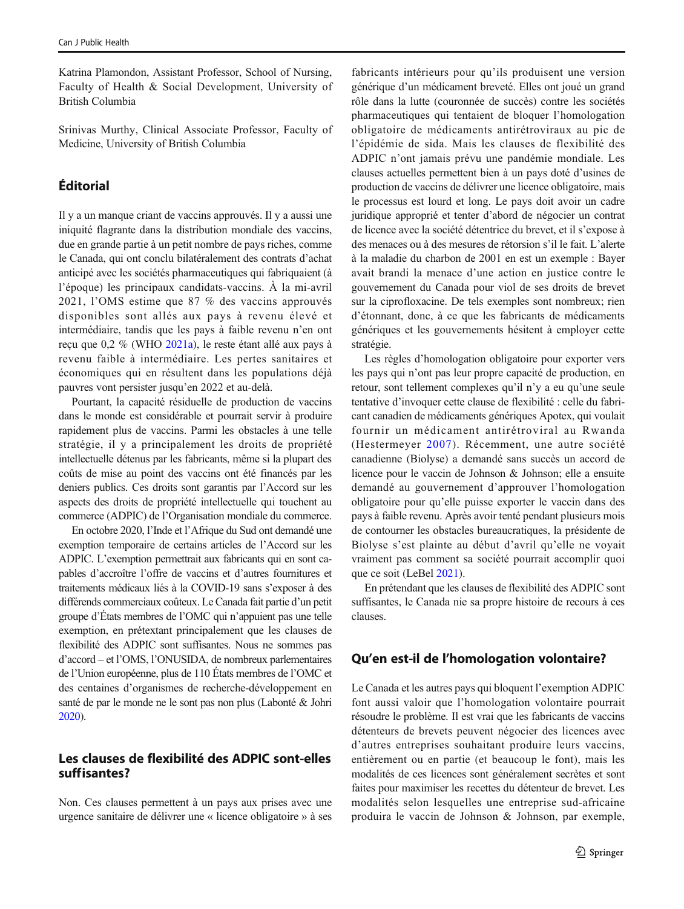Katrina Plamondon, Assistant Professor, School of Nursing, Faculty of Health & Social Development, University of British Columbia

Srinivas Murthy, Clinical Associate Professor, Faculty of Medicine, University of British Columbia

## Éditorial

Il y a un manque criant de vaccins approuvés. Il y a aussi une iniquité flagrante dans la distribution mondiale des vaccins, due en grande partie à un petit nombre de pays riches, comme le Canada, qui ont conclu bilatéralement des contrats d'achat anticipé avec les sociétés pharmaceutiques qui fabriquaient (à l'époque) les principaux candidats-vaccins. À la mi-avril 2021, l'OMS estime que 87 % des vaccins approuvés disponibles sont allés aux pays à revenu élevé et intermédiaire, tandis que les pays à faible revenu n'en ont reçu que 0,2 % (WHO 2021a), le reste étant allé aux pays à revenu faible à intermédiaire. Les pertes sanitaires et économiques qui en résultent dans les populations déjà pauvres vont persister jusqu'en 2022 et au-delà.

Pourtant, la capacité résiduelle de production de vaccins dans le monde est considérable et pourrait servir à produire rapidement plus de vaccins. Parmi les obstacles à une telle stratégie, il y a principalement les droits de propriété intellectuelle détenus par les fabricants, même si la plupart des coûts de mise au point des vaccins ont été financés par les deniers publics. Ces droits sont garantis par l'Accord sur les aspects des droits de propriété intellectuelle qui touchent au commerce (ADPIC) de l'Organisation mondiale du commerce.

En octobre 2020, l'Inde et l'Afrique du Sud ont demandé une exemption temporaire de certains articles de l'Accord sur les ADPIC. L'exemption permettrait aux fabricants qui en sont capables d'accroître l'offre de vaccins et d'autres fournitures et traitements médicaux liés à la COVID-19 sans s'exposer à des différends commerciaux coûteux. Le Canada fait partie d'un petit groupe d'États membres de l'OMC qui n'appuient pas une telle exemption, en prétextant principalement que les clauses de flexibilité des ADPIC sont suffisantes. Nous ne sommes pas d'accord – et l'OMS, l'ONUSIDA, de nombreux parlementaires de l'Union européenne, plus de 110 États membres de l'OMC et des centaines d'organismes de recherche-développement en santé de par le monde ne le sont pas non plus (Labonté & Johri 2020).

## Les clauses de flexibilité des ADPIC sont-elles suffisantes?

Non. Ces clauses permettent à un pays aux prises avec une urgence sanitaire de délivrer une « licence obligatoire » à ses fabricants intérieurs pour qu'ils produisent une version générique d'un médicament breveté. Elles ont joué un grand rôle dans la lutte (couronnée de succès) contre les sociétés pharmaceutiques qui tentaient de bloquer l'homologation obligatoire de médicaments antirétroviraux au pic de l'épidémie de sida. Mais les clauses de flexibilité des ADPIC n'ont jamais prévu une pandémie mondiale. Les clauses actuelles permettent bien à un pays doté d'usines de production de vaccins de délivrer une licence obligatoire, mais le processus est lourd et long. Le pays doit avoir un cadre juridique approprié et tenter d'abord de négocier un contrat de licence avec la société détentrice du brevet, et il s'expose à des menaces ou à des mesures de rétorsion s'il le fait. L'alerte à la maladie du charbon de 2001 en est un exemple : Bayer avait brandi la menace d'une action en justice contre le gouvernement du Canada pour viol de ses droits de brevet sur la ciprofloxacine. De tels exemples sont nombreux; rien d'étonnant, donc, à ce que les fabricants de médicaments génériques et les gouvernements hésitent à employer cette stratégie.

Les règles d'homologation obligatoire pour exporter vers les pays qui n'ont pas leur propre capacité de production, en retour, sont tellement complexes qu'il n'y a eu qu'une seule tentative d'invoquer cette clause de flexibilité : celle du fabricant canadien de médicaments génériques Apotex, qui voulait fournir un médicament antirétroviral au Rwanda (Hestermeyer 2007). Récemment, une autre société canadienne (Biolyse) a demandé sans succès un accord de licence pour le vaccin de Johnson & Johnson; elle a ensuite demandé au gouvernement d'approuver l'homologation obligatoire pour qu'elle puisse exporter le vaccin dans des pays à faible revenu. Après avoir tenté pendant plusieurs mois de contourner les obstacles bureaucratiques, la présidente de Biolyse s'est plainte au début d'avril qu'elle ne voyait vraiment pas comment sa société pourrait accomplir quoi que ce soit (LeBel 2021).

En prétendant que les clauses de flexibilité des ADPIC sont suffisantes, le Canada nie sa propre histoire de recours à ces clauses.

## Qu'en est-il de l'homologation volontaire?

Le Canada et les autres pays qui bloquent l'exemption ADPIC font aussi valoir que l'homologation volontaire pourrait résoudre le problème. Il est vrai que les fabricants de vaccins détenteurs de brevets peuvent négocier des licences avec d'autres entreprises souhaitant produire leurs vaccins, entièrement ou en partie (et beaucoup le font), mais les modalités de ces licences sont généralement secrètes et sont faites pour maximiser les recettes du détenteur de brevet. Les modalités selon lesquelles une entreprise sud-africaine produira le vaccin de Johnson & Johnson, par exemple,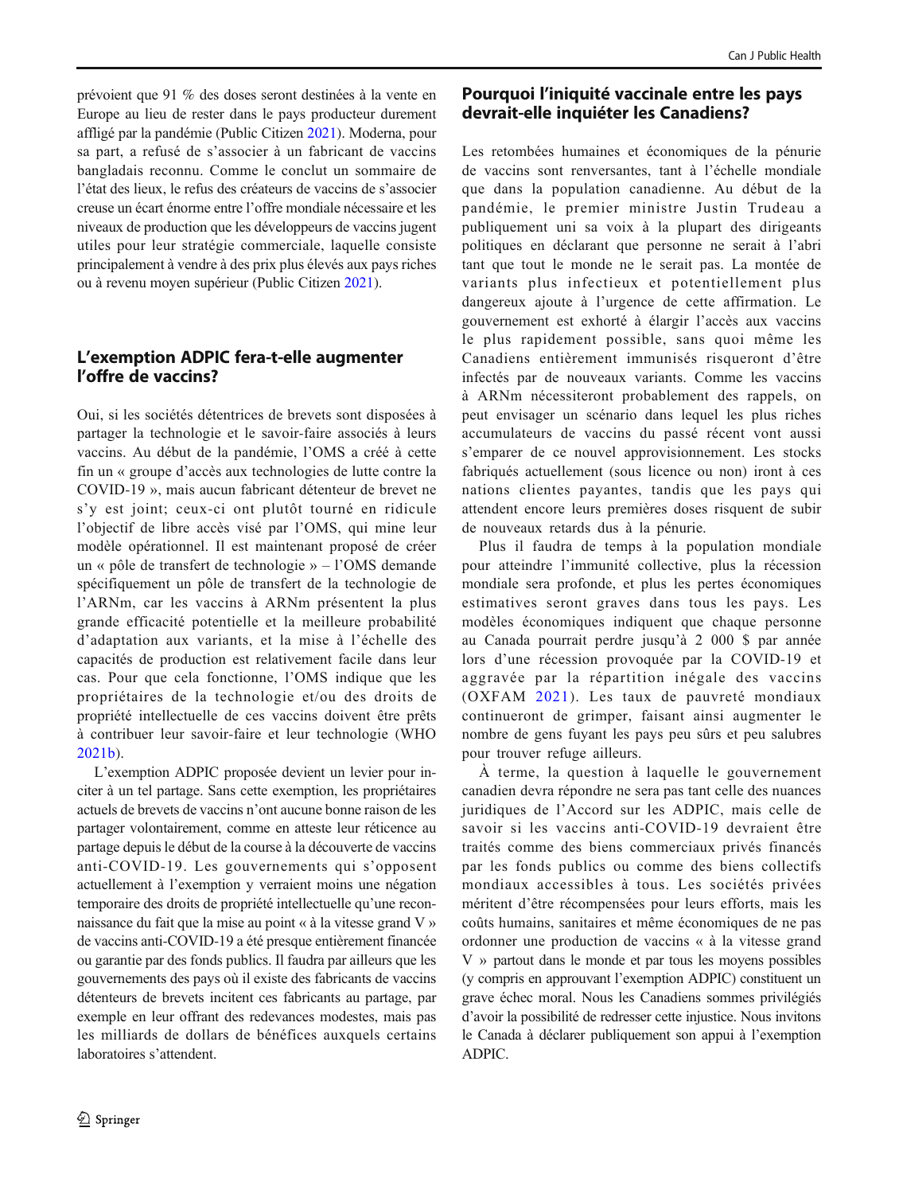prévoient que 91 % des doses seront destinées à la vente en Europe au lieu de rester dans le pays producteur durement affligé par la pandémie (Public Citizen 2021). Moderna, pour sa part, a refusé de s'associer à un fabricant de vaccins bangladais reconnu. Comme le conclut un sommaire de l'état des lieux, le refus des créateurs de vaccins de s'associer creuse un écart énorme entre l'offre mondiale nécessaire et les niveaux de production que les développeurs de vaccins jugent utiles pour leur stratégie commerciale, laquelle consiste principalement à vendre à des prix plus élevés aux pays riches ou à revenu moyen supérieur (Public Citizen 2021).

## L'exemption ADPIC fera-t-elle augmenter l'offre de vaccins?

Oui, si les sociétés détentrices de brevets sont disposées à partager la technologie et le savoir-faire associés à leurs vaccins. Au début de la pandémie, l'OMS a créé à cette fin un « groupe d'accès aux technologies de lutte contre la COVID-19 », mais aucun fabricant détenteur de brevet ne s'y est joint; ceux-ci ont plutôt tourné en ridicule l'objectif de libre accès visé par l'OMS, qui mine leur modèle opérationnel. Il est maintenant proposé de créer un « pôle de transfert de technologie » – l'OMS demande spécifiquement un pôle de transfert de la technologie de l'ARNm, car les vaccins à ARNm présentent la plus grande efficacité potentielle et la meilleure probabilité d'adaptation aux variants, et la mise à l'échelle des capacités de production est relativement facile dans leur cas. Pour que cela fonctionne, l'OMS indique que les propriétaires de la technologie et/ou des droits de propriété intellectuelle de ces vaccins doivent être prêts à contribuer leur savoir-faire et leur technologie (WHO 2021b).

L'exemption ADPIC proposée devient un levier pour inciter à un tel partage. Sans cette exemption, les propriétaires actuels de brevets de vaccins n'ont aucune bonne raison de les partager volontairement, comme en atteste leur réticence au partage depuis le début de la course à la découverte de vaccins anti-COVID-19. Les gouvernements qui s'opposent actuellement à l'exemption y verraient moins une négation temporaire des droits de propriété intellectuelle qu'une reconnaissance du fait que la mise au point « à la vitesse grand V » de vaccins anti-COVID-19 a été presque entièrement financée ou garantie par des fonds publics. Il faudra par ailleurs que les gouvernements des pays où il existe des fabricants de vaccins détenteurs de brevets incitent ces fabricants au partage, par exemple en leur offrant des redevances modestes, mais pas les milliards de dollars de bénéfices auxquels certains laboratoires s'attendent.

## Pourquoi l'iniquité vaccinale entre les pays devrait-elle inquiéter les Canadiens?

Les retombées humaines et économiques de la pénurie de vaccins sont renversantes, tant à l'échelle mondiale que dans la population canadienne. Au début de la pandémie, le premier ministre Justin Trudeau a publiquement uni sa voix à la plupart des dirigeants politiques en déclarant que personne ne serait à l'abri tant que tout le monde ne le serait pas. La montée de variants plus infectieux et potentiellement plus dangereux ajoute à l'urgence de cette affirmation. Le gouvernement est exhorté à élargir l'accès aux vaccins le plus rapidement possible, sans quoi même les Canadiens entièrement immunisés risqueront d'être infectés par de nouveaux variants. Comme les vaccins à ARNm nécessiteront probablement des rappels, on peut envisager un scénario dans lequel les plus riches accumulateurs de vaccins du passé récent vont aussi s'emparer de ce nouvel approvisionnement. Les stocks fabriqués actuellement (sous licence ou non) iront à ces nations clientes payantes, tandis que les pays qui attendent encore leurs premières doses risquent de subir de nouveaux retards dus à la pénurie.

Plus il faudra de temps à la population mondiale pour atteindre l'immunité collective, plus la récession mondiale sera profonde, et plus les pertes économiques estimatives seront graves dans tous les pays. Les modèles économiques indiquent que chaque personne au Canada pourrait perdre jusqu'à 2 000 $ par année lors d'une récession provoquée par la COVID-19 et aggravée par la répartition inégale des vaccins (OXFAM 2021). Les taux de pauvreté mondiaux continueront de grimper, faisant ainsi augmenter le nombre de gens fuyant les pays peu sûrs et peu salubres pour trouver refuge ailleurs.

À terme, la question à laquelle le gouvernement canadien devra répondre ne sera pas tant celle des nuances juridiques de l'Accord sur les ADPIC, mais celle de savoir si les vaccins anti-COVID-19 devraient être traités comme des biens commerciaux privés financés par les fonds publics ou comme des biens collectifs mondiaux accessibles à tous. Les sociétés privées méritent d'être récompensées pour leurs efforts, mais les coûts humains, sanitaires et même économiques de ne pas ordonner une production de vaccins « à la vitesse grand V » partout dans le monde et par tous les moyens possibles (y compris en approuvant l'exemption ADPIC) constituent un grave échec moral. Nous les Canadiens sommes privilégiés d'avoir la possibilité de redresser cette injustice. Nous invitons le Canada à déclarer publiquement son appui à l'exemption ADPIC.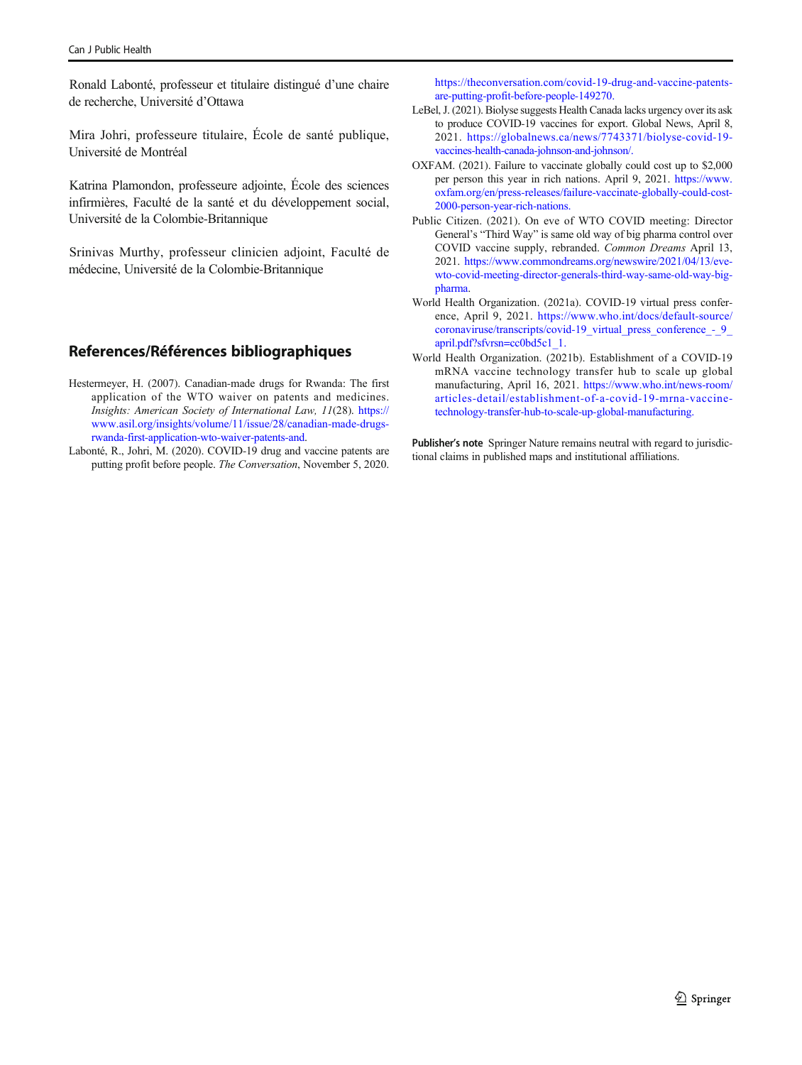Ronald Labonté, professeur et titulaire distingué d'une chaire de recherche, Université d'Ottawa

Mira Johri, professeure titulaire, École de santé publique, Université de Montréal

Katrina Plamondon, professeure adjointe, École des sciences infirmières, Faculté de la santé et du développement social, Université de la Colombie-Britannique

Srinivas Murthy, professeur clinicien adjoint, Faculté de médecine, Université de la Colombie-Britannique

## References/Références bibliographiques

Hestermeyer, H. (2007). Canadian-made drugs for Rwanda: The first application of the WTO waiver on patents and medicines. *Insights: American Society of International Law, 11*(28). https://www.asil.org/insights/volume/11/issue/28/canadian-made-drugs-rwanda-first-application-wto-waiver-patents-and.

Labonté, R., Johri, M. (2020). COVID-19 drug and vaccine patents are putting profit before people. *The Conversation*, November 5, 2020. https://theconversation.com/covid-19-drug-and-vaccine-patents-are-putting-profit-before-people-149270.

LeBel, J. (2021). Biolyse suggests Health Canada lacks urgency over its ask to produce COVID-19 vaccines for export. Global News, April 8, 2021. https://globalnews.ca/news/7743371/biolyse-covid-19-vaccines-health-canada-johnson-and-johnson/.

OXFAM. (2021). Failure to vaccinate globally could cost up to $2,000 per person this year in rich nations. April 9, 2021. https://www.oxfam.org/en/press-releases/failure-vaccinate-globally-could-cost-2000-person-year-rich-nations.

Public Citizen. (2021). On eve of WTO COVID meeting: Director General's "Third Way" is same old way of big pharma control over COVID vaccine supply, rebranded. *Common Dreams* April 13, 2021. https://www.commondreams.org/newswire/2021/04/13/eve-wto-covid-meeting-director-generals-third-way-same-old-way-big-pharma.

World Health Organization. (2021a). COVID-19 virtual press conference, April 9, 2021. https://www.who.int/docs/default-source/coronaviruse/transcripts/covid-19_virtual_press_conference_-_9_april.pdf?sfvrsn=cc0bd5c1_1.

World Health Organization. (2021b). Establishment of a COVID-19 mRNA vaccine technology transfer hub to scale up global manufacturing, April 16, 2021. https://www.who.int/news-room/articles-detail/establishment-of-a-covid-19-mrna-vaccine-technology-transfer-hub-to-scale-up-global-manufacturing.

**Publisher's note** Springer Nature remains neutral with regard to jurisdictional claims in published maps and institutional affiliations.